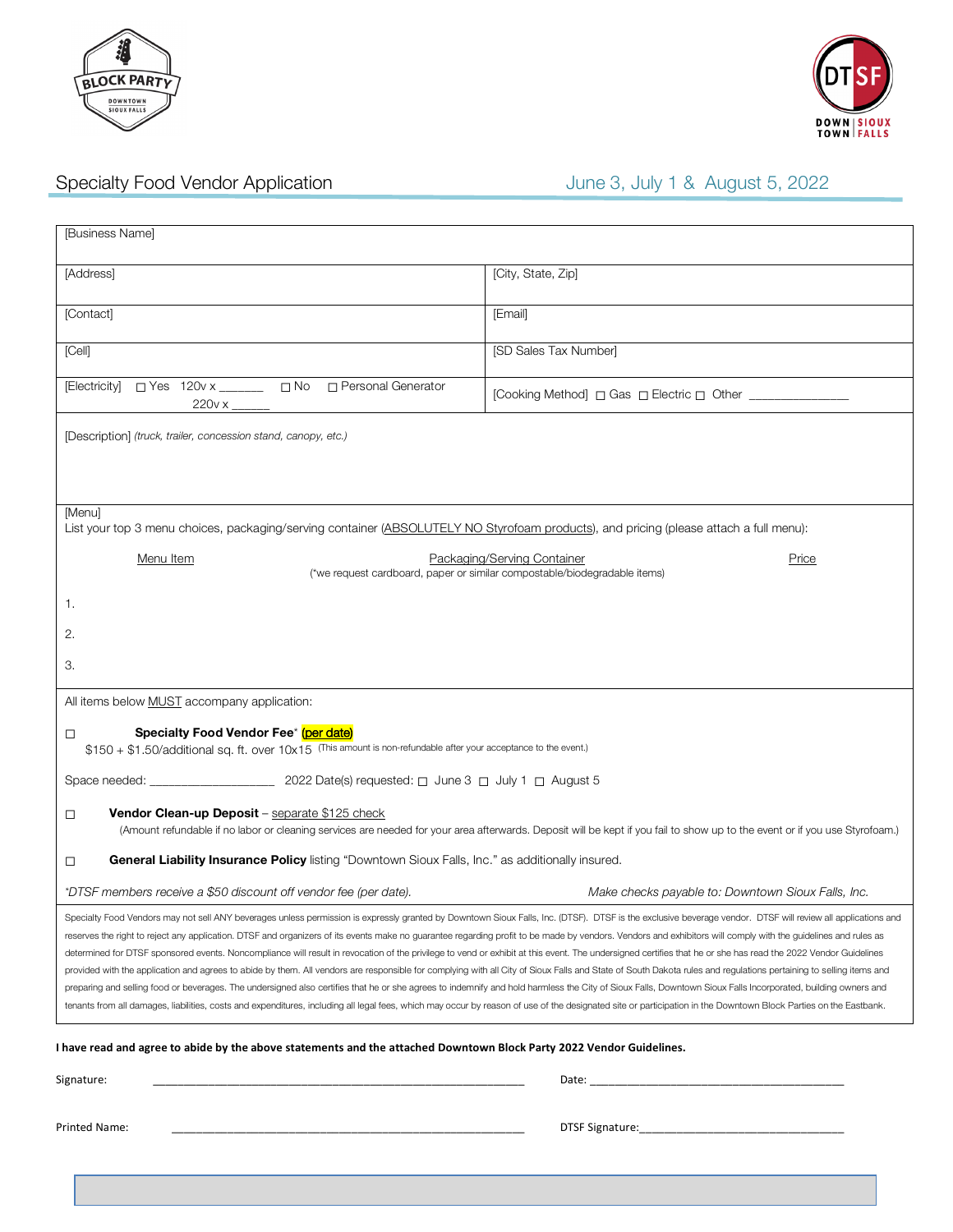# Specialty Food Vendor Application

**June 3, July 1 & August 5, 2022**

| [Business Name] | |
|---|---|
| [Address] | [City, State, Zip] |
| [Contact] | [Email] |
| [Cell] | [SD Sales Tax Number] |
| [Electricity] ☐ Yes 120v x _______ ☐ No ☐ Personal Generator 220v x ______ | [Cooking Method] ☐ Gas ☐ Electric ☐ Other _______________ |

[Description] *(truck, trailer, concession stand, canopy, etc.)*

[Menu]
List your top 3 menu choices, packaging/serving container (ABSOLUTELY NO Styrofoam products), and pricing (please attach a full menu):

| | Menu Item | Packaging/Serving Container (*we request cardboard, paper or similar compostable/biodegradable items) | Price |
|---|---|---|---|
| 1. | | | |
| 2. | | | |
| 3. | | | |

All items below MUST accompany application:

☐ **Specialty Food Vendor Fee*** (per date)
$150 + $1.50/additional sq. ft. over 10x15 (This amount is non-refundable after your acceptance to the event.)

Space needed: ___________________ 2022 Date(s) requested: ☐ June 3 ☐ July 1 ☐ August 5

☐ **Vendor Clean-up Deposit** – separate $125 check
(Amount refundable if no labor or cleaning services are needed for your area afterwards. Deposit will be kept if you fail to show up to the event or if you use Styrofoam.)

☐ **General Liability Insurance Policy** listing "Downtown Sioux Falls, Inc." as additionally insured.

*\*DTSF members receive a $50 discount off vendor fee (per date).* *Make checks payable to: Downtown Sioux Falls, Inc.*

Specialty Food Vendors may not sell ANY beverages unless permission is expressly granted by Downtown Sioux Falls, Inc. (DTSF). DTSF is the exclusive beverage vendor. DTSF will review all applications and reserves the right to reject any application. DTSF and organizers of its events make no guarantee regarding profit to be made by vendors. Vendors and exhibitors will comply with the guidelines and rules as determined for DTSF sponsored events. Noncompliance will result in revocation of the privilege to vend or exhibit at this event. The undersigned certifies that he or she has read the 2022 Vendor Guidelines provided with the application and agrees to abide by them. All vendors are responsible for complying with all City of Sioux Falls and State of South Dakota rules and regulations pertaining to selling items and preparing and selling food or beverages. The undersigned also certifies that he or she agrees to indemnify and hold harmless the City of Sioux Falls, Downtown Sioux Falls Incorporated, building owners and tenants from all damages, liabilities, costs and expenditures, including all legal fees, which may occur by reason of use of the designated site or participation in the Downtown Block Parties on the Eastbank.

**I have read and agree to abide by the above statements and the attached Downtown Block Party 2022 Vendor Guidelines.**

Signature: ____________________________________________ Date: ________________________________

Printed Name: ____________________________________________ DTSF Signature: ________________________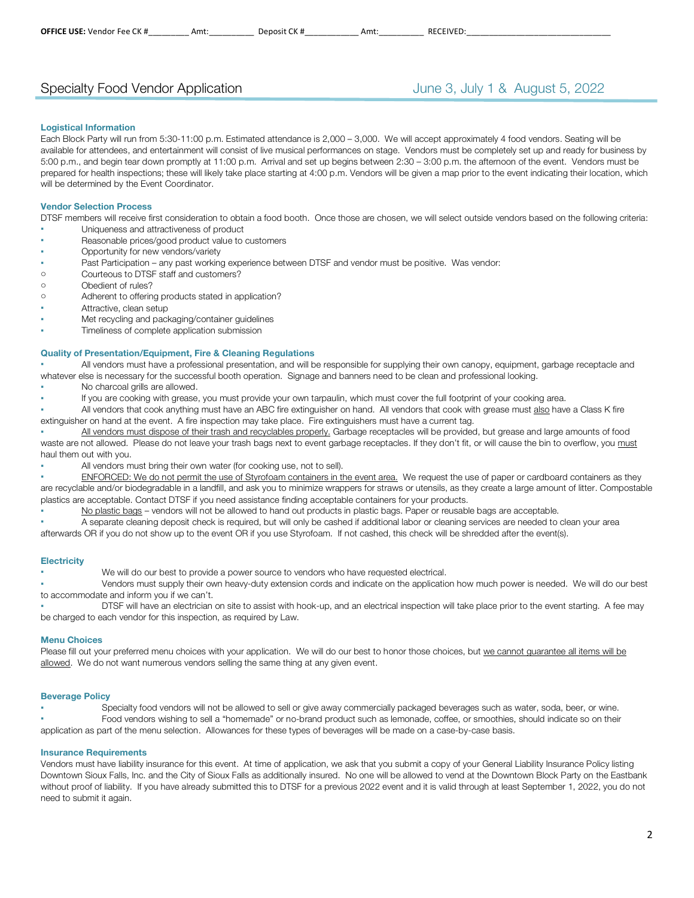**OFFICE USE:** Vendor Fee CK #_________ Amt:__________ Deposit CK #____________ Amt:__________ RECEIVED:_________________________________

# Specialty Food Vendor Application

June 3, July 1 & August 5, 2022

## Logistical Information

Each Block Party will run from 5:30-11:00 p.m. Estimated attendance is 2,000 – 3,000. We will accept approximately 4 food vendors. Seating will be available for attendees, and entertainment will consist of live musical performances on stage. Vendors must be completely set up and ready for business by 5:00 p.m., and begin tear down promptly at 11:00 p.m. Arrival and set up begins between 2:30 – 3:00 p.m. the afternoon of the event. Vendors must be prepared for health inspections; these will likely take place starting at 4:00 p.m. Vendors will be given a map prior to the event indicating their location, which will be determined by the Event Coordinator.

## Vendor Selection Process

DTSF members will receive first consideration to obtain a food booth. Once those are chosen, we will select outside vendors based on the following criteria:

- Uniqueness and attractiveness of product
- Reasonable prices/good product value to customers
- Opportunity for new vendors/variety
- Past Participation – any past working experience between DTSF and vendor must be positive. Was vendor:
  - Courteous to DTSF staff and customers?
  - Obedient of rules?
  - Adherent to offering products stated in application?
- Attractive, clean setup
- Met recycling and packaging/container guidelines
- Timeliness of complete application submission

## Quality of Presentation/Equipment, Fire & Cleaning Regulations

- All vendors must have a professional presentation, and will be responsible for supplying their own canopy, equipment, garbage receptacle and whatever else is necessary for the successful booth operation. Signage and banners need to be clean and professional looking.
- No charcoal grills are allowed.
- If you are cooking with grease, you must provide your own tarpaulin, which must cover the full footprint of your cooking area.
- All vendors that cook anything must have an ABC fire extinguisher on hand. All vendors that cook with grease must <u>also</u> have a Class K fire extinguisher on hand at the event. A fire inspection may take place. Fire extinguishers must have a current tag.
- <u>All vendors must dispose of their trash and recyclables properly.</u> Garbage receptacles will be provided, but grease and large amounts of food waste are not allowed. Please do not leave your trash bags next to event garbage receptacles. If they don't fit, or will cause the bin to overflow, you <u>must</u> haul them out with you.
- All vendors must bring their own water (for cooking use, not to sell).
- <u>ENFORCED: We do not permit the use of Styrofoam containers in the event area.</u> We request the use of paper or cardboard containers as they are recyclable and/or biodegradable in a landfill, and ask you to minimize wrappers for straws or utensils, as they create a large amount of litter. Compostable plastics are acceptable. Contact DTSF if you need assistance finding acceptable containers for your products.
- <u>No plastic bags</u> – vendors will not be allowed to hand out products in plastic bags. Paper or reusable bags are acceptable.
- A separate cleaning deposit check is required, but will only be cashed if additional labor or cleaning services are needed to clean your area afterwards OR if you do not show up to the event OR if you use Styrofoam. If not cashed, this check will be shredded after the event(s).

## Electricity

- We will do our best to provide a power source to vendors who have requested electrical.
- Vendors must supply their own heavy-duty extension cords and indicate on the application how much power is needed. We will do our best to accommodate and inform you if we can't.
- DTSF will have an electrician on site to assist with hook-up, and an electrical inspection will take place prior to the event starting. A fee may be charged to each vendor for this inspection, as required by Law.

## Menu Choices

Please fill out your preferred menu choices with your application. We will do our best to honor those choices, but <u>we cannot guarantee all items will be allowed</u>. We do not want numerous vendors selling the same thing at any given event.

## Beverage Policy

- Specialty food vendors will not be allowed to sell or give away commercially packaged beverages such as water, soda, beer, or wine.
- Food vendors wishing to sell a "homemade" or no-brand product such as lemonade, coffee, or smoothies, should indicate so on their application as part of the menu selection. Allowances for these types of beverages will be made on a case-by-case basis.

## Insurance Requirements

Vendors must have liability insurance for this event. At time of application, we ask that you submit a copy of your General Liability Insurance Policy listing Downtown Sioux Falls, Inc. and the City of Sioux Falls as additionally insured. No one will be allowed to vend at the Downtown Block Party on the Eastbank without proof of liability. If you have already submitted this to DTSF for a previous 2022 event and it is valid through at least September 1, 2022, you do not need to submit it again.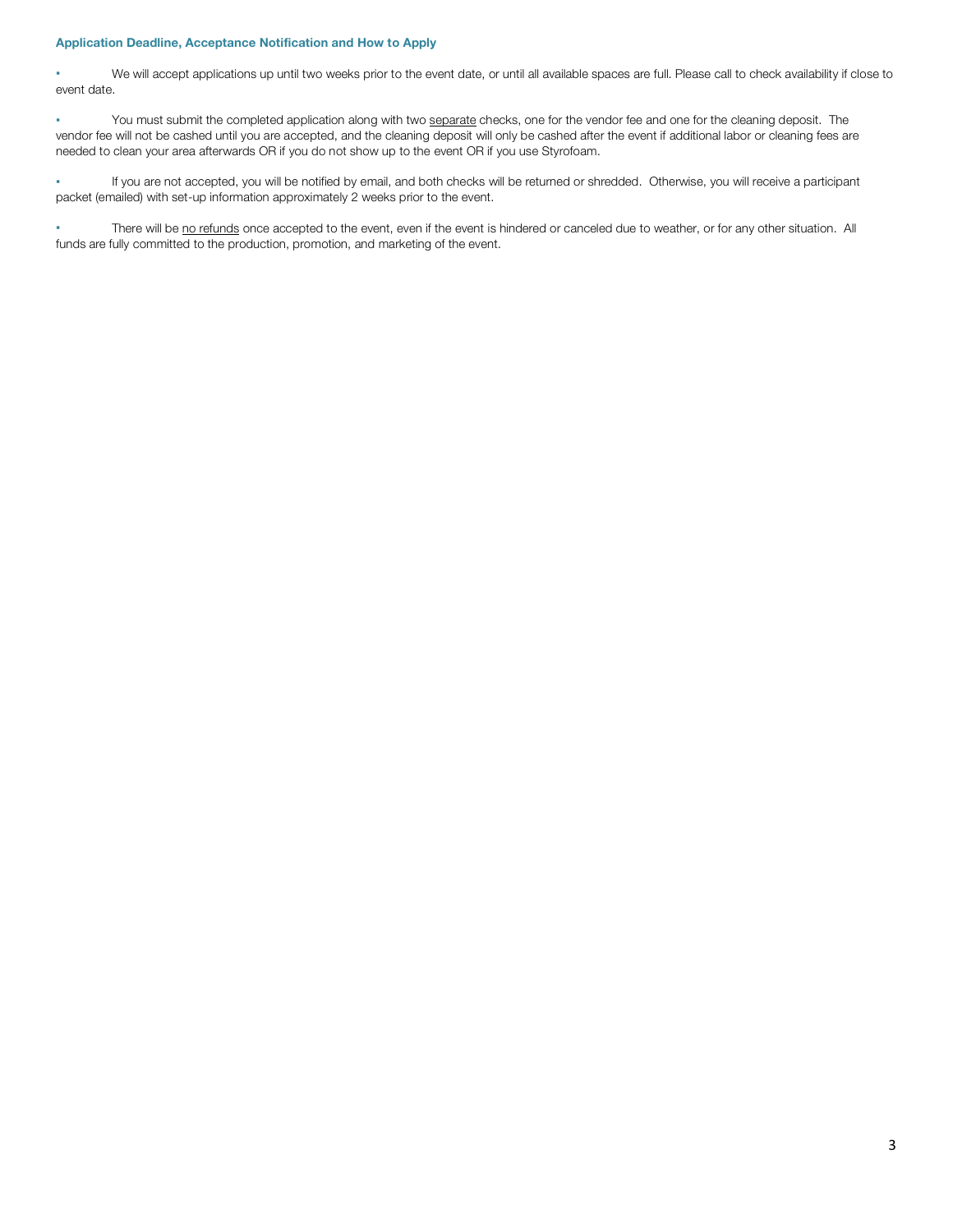### Application Deadline, Acceptance Notification and How to Apply

- We will accept applications up until two weeks prior to the event date, or until all available spaces are full. Please call to check availability if close to event date.

- You must submit the completed application along with two <u>separate</u> checks, one for the vendor fee and one for the cleaning deposit. The vendor fee will not be cashed until you are accepted, and the cleaning deposit will only be cashed after the event if additional labor or cleaning fees are needed to clean your area afterwards OR if you do not show up to the event OR if you use Styrofoam.

- If you are not accepted, you will be notified by email, and both checks will be returned or shredded. Otherwise, you will receive a participant packet (emailed) with set-up information approximately 2 weeks prior to the event.

- There will be <u>no refunds</u> once accepted to the event, even if the event is hindered or canceled due to weather, or for any other situation. All funds are fully committed to the production, promotion, and marketing of the event.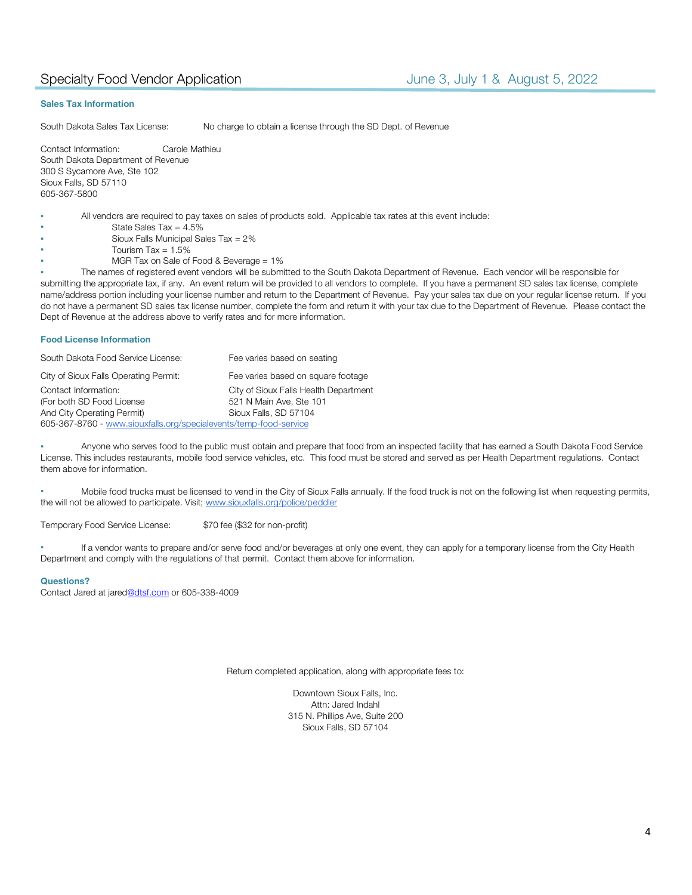## Specialty Food Vendor Application — June 3, July 1 & August 5, 2022

### Sales Tax Information

South Dakota Sales Tax License: No charge to obtain a license through the SD Dept. of Revenue

Contact Information: Carole Mathieu
South Dakota Department of Revenue
300 S Sycamore Ave, Ste 102
Sioux Falls, SD 57110
605-367-5800

- All vendors are required to pay taxes on sales of products sold. Applicable tax rates at this event include:
- State Sales Tax = 4.5%
- Sioux Falls Municipal Sales Tax = 2%
- Tourism Tax = 1.5%
- MGR Tax on Sale of Food & Beverage = 1%
- The names of registered event vendors will be submitted to the South Dakota Department of Revenue. Each vendor will be responsible for submitting the appropriate tax, if any. An event return will be provided to all vendors to complete. If you have a permanent SD sales tax license, complete name/address portion including your license number and return to the Department of Revenue. Pay your sales tax due on your regular license return. If you do not have a permanent SD sales tax license number, complete the form and return it with your tax due to the Department of Revenue. Please contact the Dept of Revenue at the address above to verify rates and for more information.

### Food License Information

South Dakota Food Service License: Fee varies based on seating

City of Sioux Falls Operating Permit: Fee varies based on square footage

Contact Information:
(For both SD Food License
And City Operating Permit)
City of Sioux Falls Health Department
521 N Main Ave, Ste 101
Sioux Falls, SD 57104
605-367-8760 - www.siouxfalls.org/specialevents/temp-food-service

- Anyone who serves food to the public must obtain and prepare that food from an inspected facility that has earned a South Dakota Food Service License. This includes restaurants, mobile food service vehicles, etc. This food must be stored and served as per Health Department regulations. Contact them above for information.

- Mobile food trucks must be licensed to vend in the City of Sioux Falls annually. If the food truck is not on the following list when requesting permits, the will not be allowed to participate. Visit; www.siouxfalls.org/police/peddler

Temporary Food Service License: $70 fee ($32 for non-profit)

- If a vendor wants to prepare and/or serve food and/or beverages at only one event, they can apply for a temporary license from the City Health Department and comply with the regulations of that permit. Contact them above for information.

### Questions?

Contact Jared at jared@dtsf.com or 605-338-4009

Return completed application, along with appropriate fees to:

Downtown Sioux Falls, Inc.
Attn: Jared Indahl
315 N. Phillips Ave, Suite 200
Sioux Falls, SD 57104